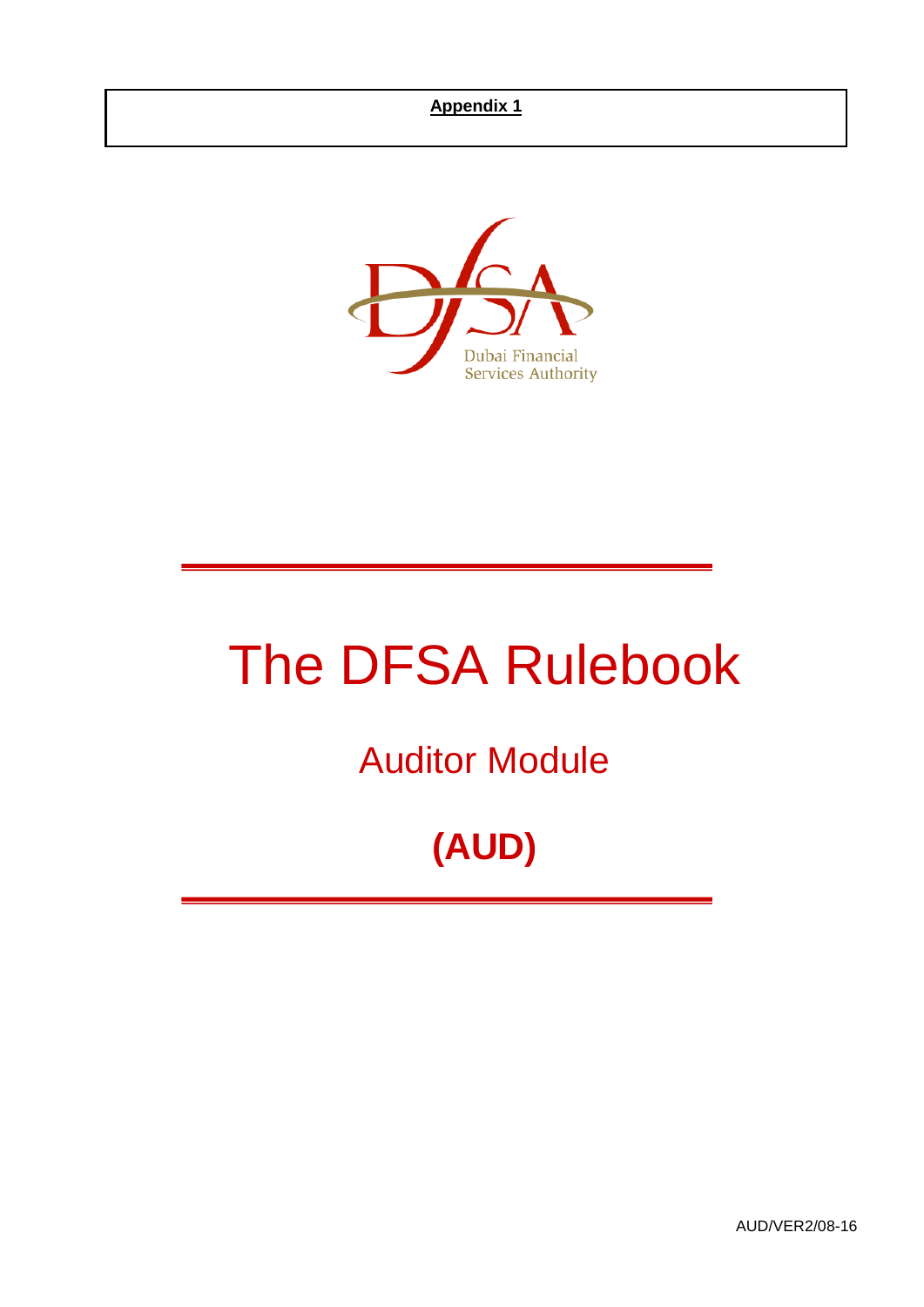**Appendix 1**

Dubai Financial Services Authority

# The DFSA Rulebook

## Auditor Module

## (AUD)

AUD/VER2/08-16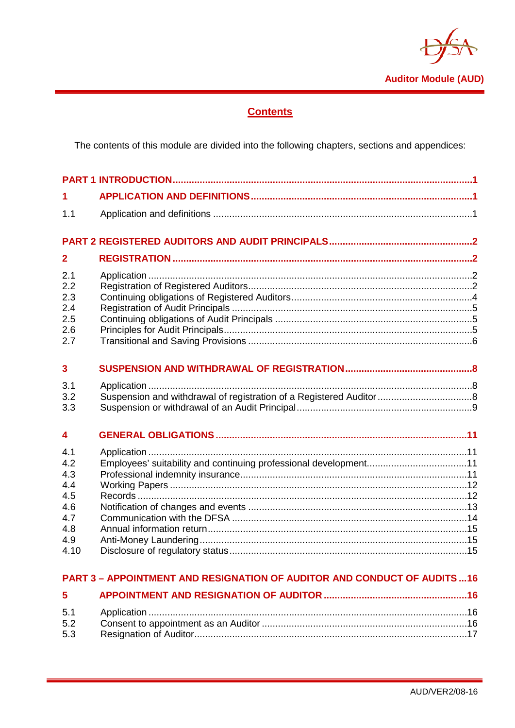## Contents

The contents of this module are divided into the following chapters, sections and appendices:

| | | |
|---|---|---|
| **PART 1 INTRODUCTION** | | **1** |
| **1** | **APPLICATION AND DEFINITIONS** | **1** |
| 1.1 | Application and definitions | 1 |
| **PART 2 REGISTERED AUDITORS AND AUDIT PRINCIPALS** | | **2** |
| **2** | **REGISTRATION** | **2** |
| 2.1 | Application | 2 |
| 2.2 | Registration of Registered Auditors | 2 |
| 2.3 | Continuing obligations of Registered Auditors | 4 |
| 2.4 | Registration of Audit Principals | 5 |
| 2.5 | Continuing obligations of Audit Principals | 5 |
| 2.6 | Principles for Audit Principals | 5 |
| 2.7 | Transitional and Saving Provisions | 6 |
| **3** | **SUSPENSION AND WITHDRAWAL OF REGISTRATION** | **8** |
| 3.1 | Application | 8 |
| 3.2 | Suspension and withdrawal of registration of a Registered Auditor | 8 |
| 3.3 | Suspension or withdrawal of an Audit Principal | 9 |
| **4** | **GENERAL OBLIGATIONS** | **11** |
| 4.1 | Application | 11 |
| 4.2 | Employees' suitability and continuing professional development | 11 |
| 4.3 | Professional indemnity insurance | 11 |
| 4.4 | Working Papers | 12 |
| 4.5 | Records | 12 |
| 4.6 | Notification of changes and events | 13 |
| 4.7 | Communication with the DFSA | 14 |
| 4.8 | Annual information return | 15 |
| 4.9 | Anti-Money Laundering | 15 |
| 4.10 | Disclosure of regulatory status | 15 |
| **PART 3 – APPOINTMENT AND RESIGNATION OF AUDITOR AND CONDUCT OF AUDITS** | | **16** |
| **5** | **APPOINTMENT AND RESIGNATION OF AUDITOR** | **16** |
| 5.1 | Application | 16 |
| 5.2 | Consent to appointment as an Auditor | 16 |
| 5.3 | Resignation of Auditor | 17 |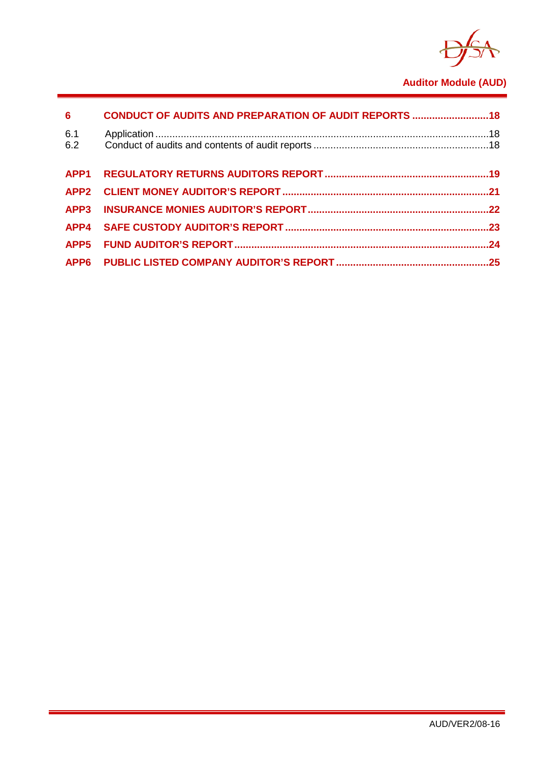| | | |
|---|---|---|
| **6** | **CONDUCT OF AUDITS AND PREPARATION OF AUDIT REPORTS** | **18** |
| 6.1 | Application | 18 |
| 6.2 | Conduct of audits and contents of audit reports | 18 |
| **APP1** | **REGULATORY RETURNS AUDITORS REPORT** | **19** |
| **APP2** | **CLIENT MONEY AUDITOR'S REPORT** | **21** |
| **APP3** | **INSURANCE MONIES AUDITOR'S REPORT** | **22** |
| **APP4** | **SAFE CUSTODY AUDITOR'S REPORT** | **23** |
| **APP5** | **FUND AUDITOR'S REPORT** | **24** |
| **APP6** | **PUBLIC LISTED COMPANY AUDITOR'S REPORT** | **25** |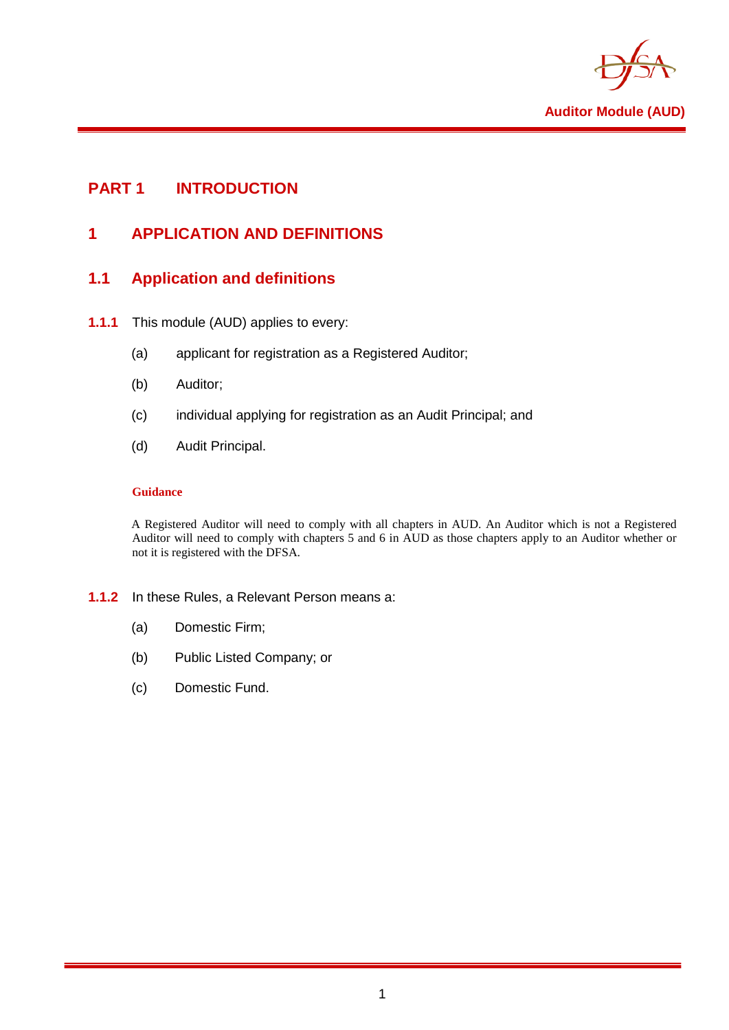# PART 1 INTRODUCTION

## 1 APPLICATION AND DEFINITIONS

### 1.1 Application and definitions

**1.1.1** This module (AUD) applies to every:

(a) applicant for registration as a Registered Auditor;

(b) Auditor;

(c) individual applying for registration as an Audit Principal; and

(d) Audit Principal.

**Guidance**

A Registered Auditor will need to comply with all chapters in AUD. An Auditor which is not a Registered Auditor will need to comply with chapters 5 and 6 in AUD as those chapters apply to an Auditor whether or not it is registered with the DFSA.

**1.1.2** In these Rules, a Relevant Person means a:

(a) Domestic Firm;

(b) Public Listed Company; or

(c) Domestic Fund.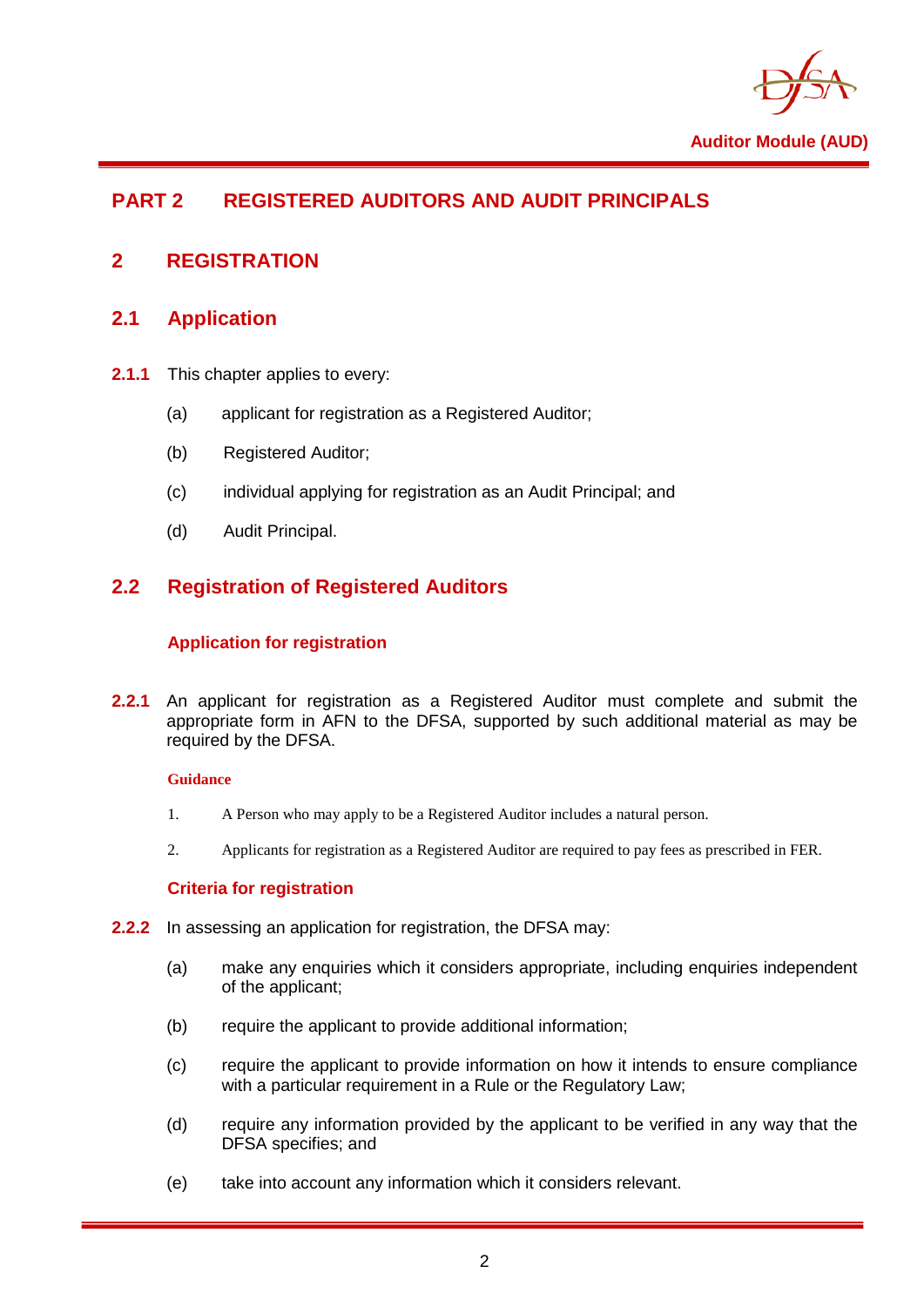# PART 2 REGISTERED AUDITORS AND AUDIT PRINCIPALS

## 2 REGISTRATION

### 2.1 Application

**2.1.1** This chapter applies to every:

(a) applicant for registration as a Registered Auditor;

(b) Registered Auditor;

(c) individual applying for registration as an Audit Principal; and

(d) Audit Principal.

### 2.2 Registration of Registered Auditors

#### Application for registration

**2.2.1** An applicant for registration as a Registered Auditor must complete and submit the appropriate form in AFN to the DFSA, supported by such additional material as may be required by the DFSA.

**Guidance**

1. A Person who may apply to be a Registered Auditor includes a natural person.

2. Applicants for registration as a Registered Auditor are required to pay fees as prescribed in FER.

#### Criteria for registration

**2.2.2** In assessing an application for registration, the DFSA may:

(a) make any enquiries which it considers appropriate, including enquiries independent of the applicant;

(b) require the applicant to provide additional information;

(c) require the applicant to provide information on how it intends to ensure compliance with a particular requirement in a Rule or the Regulatory Law;

(d) require any information provided by the applicant to be verified in any way that the DFSA specifies; and

(e) take into account any information which it considers relevant.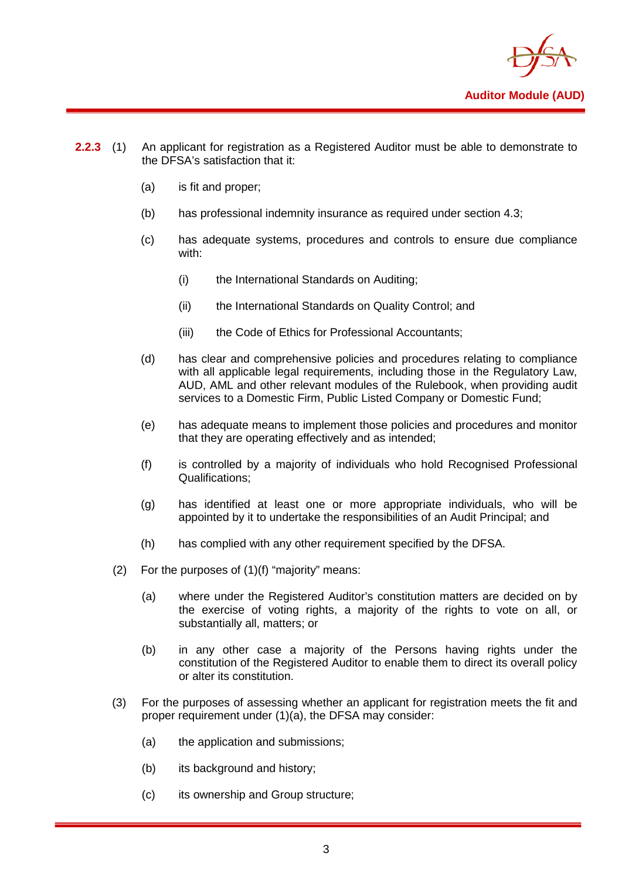**2.2.3** (1) An applicant for registration as a Registered Auditor must be able to demonstrate to the DFSA's satisfaction that it:

   (a) is fit and proper;

   (b) has professional indemnity insurance as required under section 4.3;

   (c) has adequate systems, procedures and controls to ensure due compliance with:

      (i) the International Standards on Auditing;

      (ii) the International Standards on Quality Control; and

      (iii) the Code of Ethics for Professional Accountants;

   (d) has clear and comprehensive policies and procedures relating to compliance with all applicable legal requirements, including those in the Regulatory Law, AUD, AML and other relevant modules of the Rulebook, when providing audit services to a Domestic Firm, Public Listed Company or Domestic Fund;

   (e) has adequate means to implement those policies and procedures and monitor that they are operating effectively and as intended;

   (f) is controlled by a majority of individuals who hold Recognised Professional Qualifications;

   (g) has identified at least one or more appropriate individuals, who will be appointed by it to undertake the responsibilities of an Audit Principal; and

   (h) has complied with any other requirement specified by the DFSA.

(2) For the purposes of (1)(f) "majority" means:

   (a) where under the Registered Auditor's constitution matters are decided on by the exercise of voting rights, a majority of the rights to vote on all, or substantially all, matters; or

   (b) in any other case a majority of the Persons having rights under the constitution of the Registered Auditor to enable them to direct its overall policy or alter its constitution.

(3) For the purposes of assessing whether an applicant for registration meets the fit and proper requirement under (1)(a), the DFSA may consider:

   (a) the application and submissions;

   (b) its background and history;

   (c) its ownership and Group structure;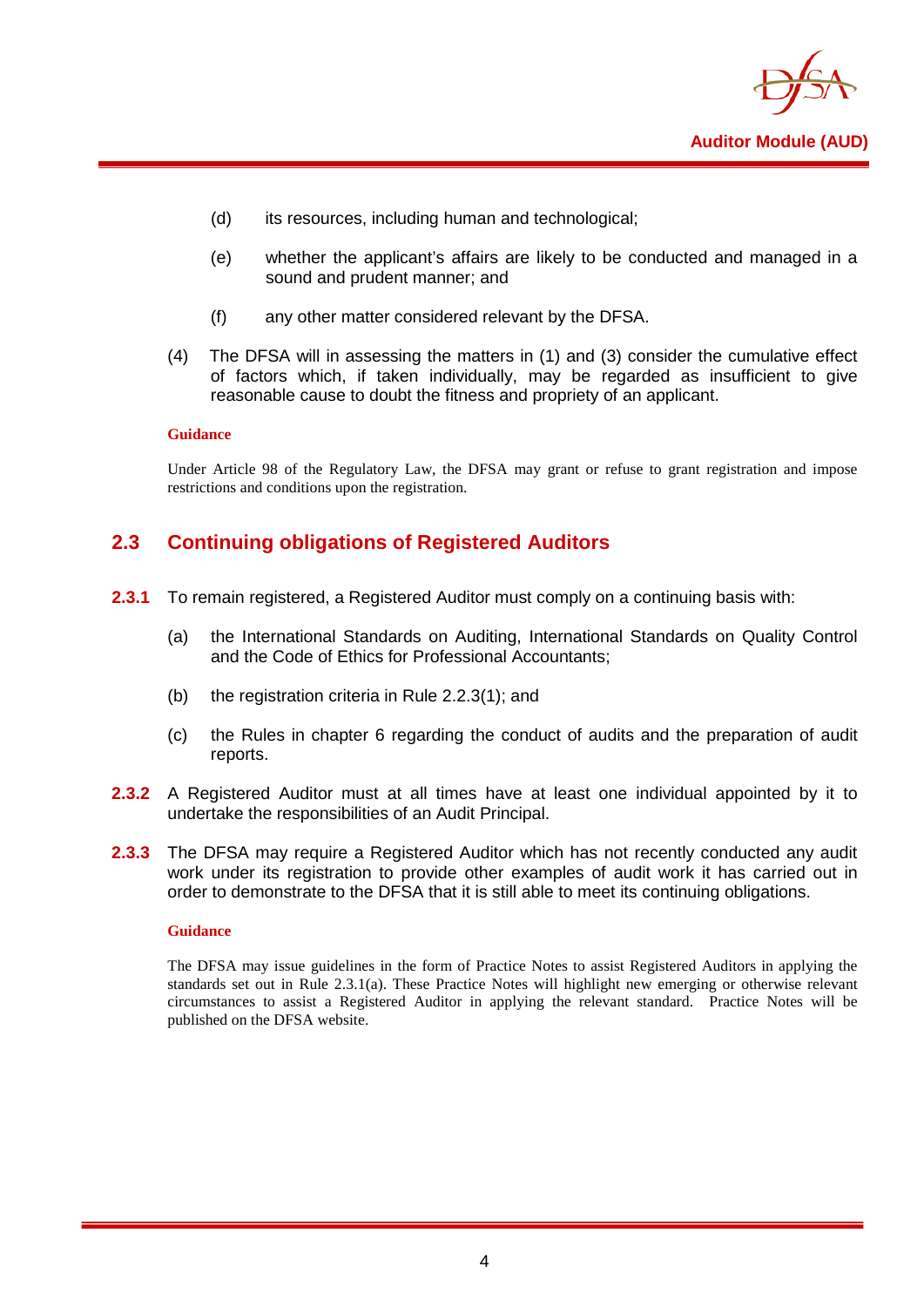(d) its resources, including human and technological;

(e) whether the applicant's affairs are likely to be conducted and managed in a sound and prudent manner; and

(f) any other matter considered relevant by the DFSA.

(4) The DFSA will in assessing the matters in (1) and (3) consider the cumulative effect of factors which, if taken individually, may be regarded as insufficient to give reasonable cause to doubt the fitness and propriety of an applicant.

**Guidance**

Under Article 98 of the Regulatory Law, the DFSA may grant or refuse to grant registration and impose restrictions and conditions upon the registration.

## 2.3 Continuing obligations of Registered Auditors

**2.3.1** To remain registered, a Registered Auditor must comply on a continuing basis with:

(a) the International Standards on Auditing, International Standards on Quality Control and the Code of Ethics for Professional Accountants;

(b) the registration criteria in Rule 2.2.3(1); and

(c) the Rules in chapter 6 regarding the conduct of audits and the preparation of audit reports.

**2.3.2** A Registered Auditor must at all times have at least one individual appointed by it to undertake the responsibilities of an Audit Principal.

**2.3.3** The DFSA may require a Registered Auditor which has not recently conducted any audit work under its registration to provide other examples of audit work it has carried out in order to demonstrate to the DFSA that it is still able to meet its continuing obligations.

**Guidance**

The DFSA may issue guidelines in the form of Practice Notes to assist Registered Auditors in applying the standards set out in Rule 2.3.1(a). These Practice Notes will highlight new emerging or otherwise relevant circumstances to assist a Registered Auditor in applying the relevant standard. Practice Notes will be published on the DFSA website.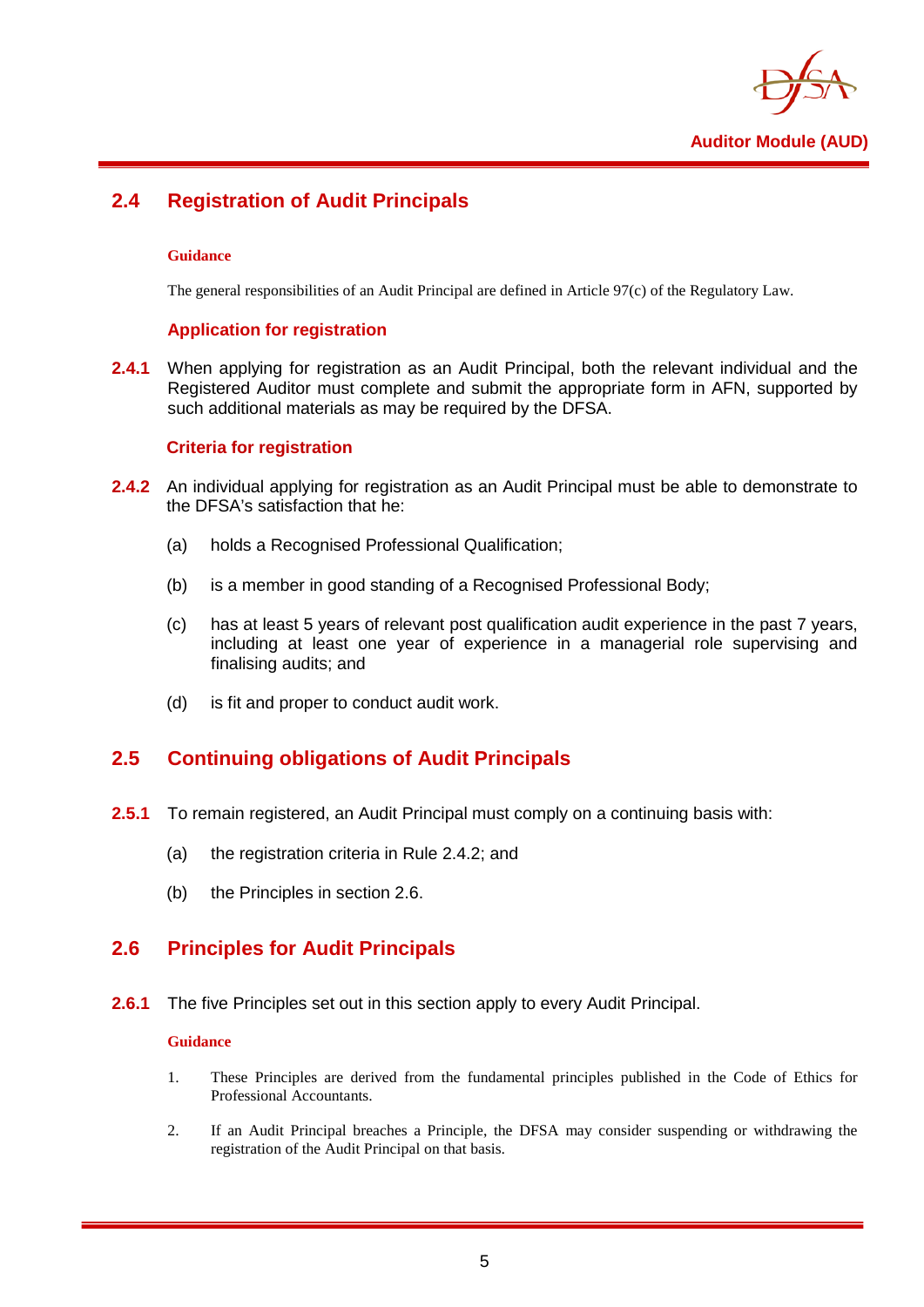## 2.4 Registration of Audit Principals

**Guidance**

The general responsibilities of an Audit Principal are defined in Article 97(c) of the Regulatory Law.

### Application for registration

**2.4.1** When applying for registration as an Audit Principal, both the relevant individual and the Registered Auditor must complete and submit the appropriate form in AFN, supported by such additional materials as may be required by the DFSA.

### Criteria for registration

**2.4.2** An individual applying for registration as an Audit Principal must be able to demonstrate to the DFSA's satisfaction that he:

(a) holds a Recognised Professional Qualification;

(b) is a member in good standing of a Recognised Professional Body;

(c) has at least 5 years of relevant post qualification audit experience in the past 7 years, including at least one year of experience in a managerial role supervising and finalising audits; and

(d) is fit and proper to conduct audit work.

## 2.5 Continuing obligations of Audit Principals

**2.5.1** To remain registered, an Audit Principal must comply on a continuing basis with:

(a) the registration criteria in Rule 2.4.2; and

(b) the Principles in section 2.6.

## 2.6 Principles for Audit Principals

**2.6.1** The five Principles set out in this section apply to every Audit Principal.

**Guidance**

1. These Principles are derived from the fundamental principles published in the Code of Ethics for Professional Accountants.
2. If an Audit Principal breaches a Principle, the DFSA may consider suspending or withdrawing the registration of the Audit Principal on that basis.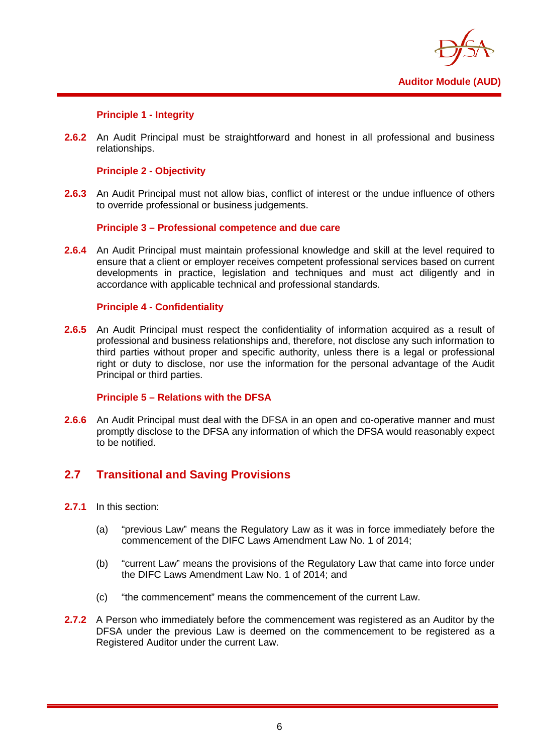**Principle 1 - Integrity**

**2.6.2** An Audit Principal must be straightforward and honest in all professional and business relationships.

**Principle 2 - Objectivity**

**2.6.3** An Audit Principal must not allow bias, conflict of interest or the undue influence of others to override professional or business judgements.

**Principle 3 – Professional competence and due care**

**2.6.4** An Audit Principal must maintain professional knowledge and skill at the level required to ensure that a client or employer receives competent professional services based on current developments in practice, legislation and techniques and must act diligently and in accordance with applicable technical and professional standards.

**Principle 4 - Confidentiality**

**2.6.5** An Audit Principal must respect the confidentiality of information acquired as a result of professional and business relationships and, therefore, not disclose any such information to third parties without proper and specific authority, unless there is a legal or professional right or duty to disclose, nor use the information for the personal advantage of the Audit Principal or third parties.

**Principle 5 – Relations with the DFSA**

**2.6.6** An Audit Principal must deal with the DFSA in an open and co-operative manner and must promptly disclose to the DFSA any information of which the DFSA would reasonably expect to be notified.

## 2.7 Transitional and Saving Provisions

**2.7.1** In this section:

(a) "previous Law" means the Regulatory Law as it was in force immediately before the commencement of the DIFC Laws Amendment Law No. 1 of 2014;

(b) "current Law" means the provisions of the Regulatory Law that came into force under the DIFC Laws Amendment Law No. 1 of 2014; and

(c) "the commencement" means the commencement of the current Law.

**2.7.2** A Person who immediately before the commencement was registered as an Auditor by the DFSA under the previous Law is deemed on the commencement to be registered as a Registered Auditor under the current Law.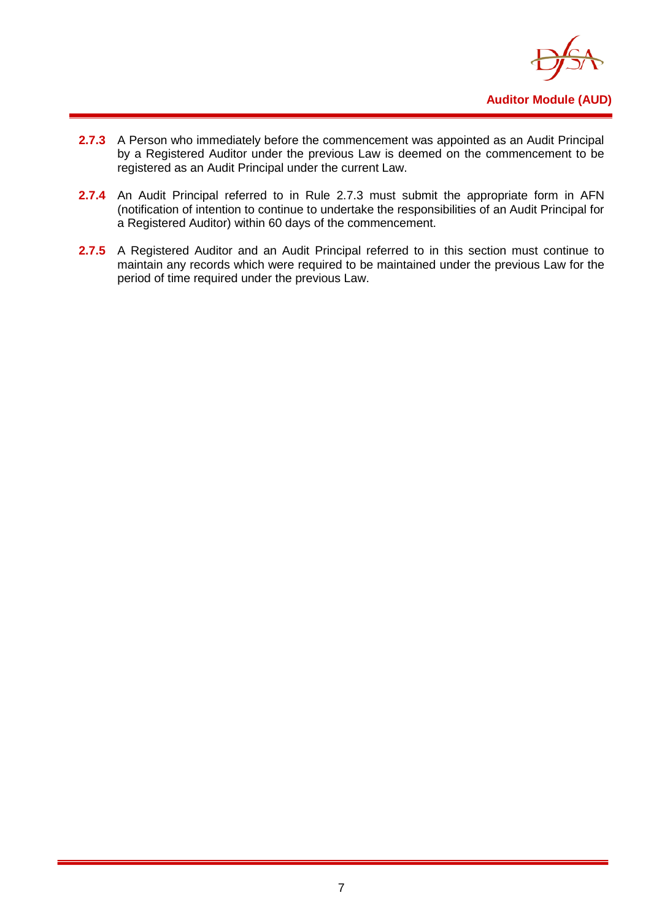**2.7.3** A Person who immediately before the commencement was appointed as an Audit Principal by a Registered Auditor under the previous Law is deemed on the commencement to be registered as an Audit Principal under the current Law.

**2.7.4** An Audit Principal referred to in Rule 2.7.3 must submit the appropriate form in AFN (notification of intention to continue to undertake the responsibilities of an Audit Principal for a Registered Auditor) within 60 days of the commencement.

**2.7.5** A Registered Auditor and an Audit Principal referred to in this section must continue to maintain any records which were required to be maintained under the previous Law for the period of time required under the previous Law.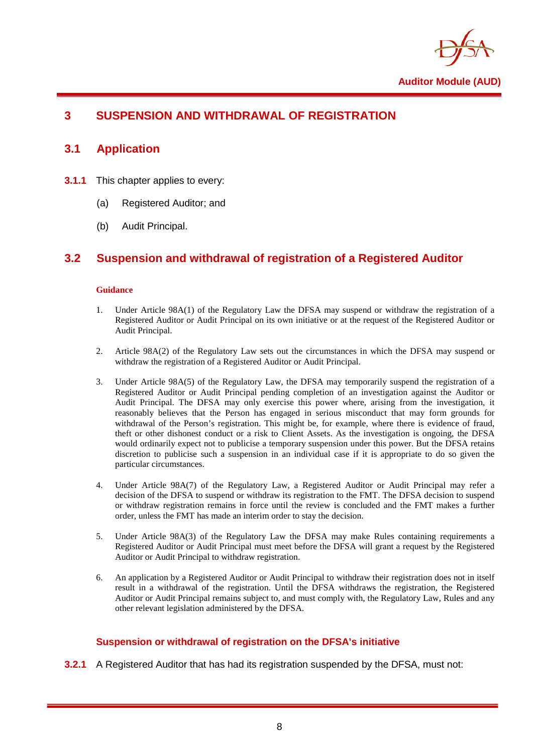# 3 SUSPENSION AND WITHDRAWAL OF REGISTRATION

## 3.1 Application

**3.1.1** This chapter applies to every:

(a) Registered Auditor; and

(b) Audit Principal.

## 3.2 Suspension and withdrawal of registration of a Registered Auditor

**Guidance**

1. Under Article 98A(1) of the Regulatory Law the DFSA may suspend or withdraw the registration of a Registered Auditor or Audit Principal on its own initiative or at the request of the Registered Auditor or Audit Principal.

2. Article 98A(2) of the Regulatory Law sets out the circumstances in which the DFSA may suspend or withdraw the registration of a Registered Auditor or Audit Principal.

3. Under Article 98A(5) of the Regulatory Law, the DFSA may temporarily suspend the registration of a Registered Auditor or Audit Principal pending completion of an investigation against the Auditor or Audit Principal. The DFSA may only exercise this power where, arising from the investigation, it reasonably believes that the Person has engaged in serious misconduct that may form grounds for withdrawal of the Person's registration. This might be, for example, where there is evidence of fraud, theft or other dishonest conduct or a risk to Client Assets. As the investigation is ongoing, the DFSA would ordinarily expect not to publicise a temporary suspension under this power. But the DFSA retains discretion to publicise such a suspension in an individual case if it is appropriate to do so given the particular circumstances.

4. Under Article 98A(7) of the Regulatory Law, a Registered Auditor or Audit Principal may refer a decision of the DFSA to suspend or withdraw its registration to the FMT. The DFSA decision to suspend or withdraw registration remains in force until the review is concluded and the FMT makes a further order, unless the FMT has made an interim order to stay the decision.

5. Under Article 98A(3) of the Regulatory Law the DFSA may make Rules containing requirements a Registered Auditor or Audit Principal must meet before the DFSA will grant a request by the Registered Auditor or Audit Principal to withdraw registration.

6. An application by a Registered Auditor or Audit Principal to withdraw their registration does not in itself result in a withdrawal of the registration. Until the DFSA withdraws the registration, the Registered Auditor or Audit Principal remains subject to, and must comply with, the Regulatory Law, Rules and any other relevant legislation administered by the DFSA.

### Suspension or withdrawal of registration on the DFSA's initiative

**3.2.1** A Registered Auditor that has had its registration suspended by the DFSA, must not: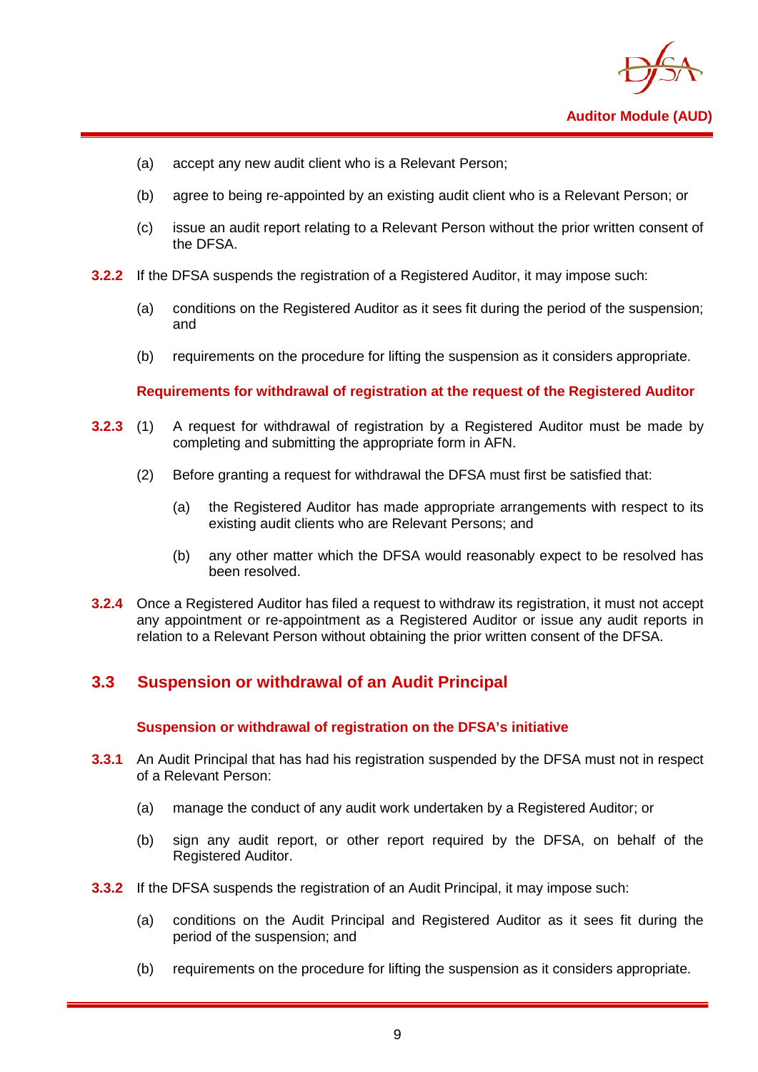(a) accept any new audit client who is a Relevant Person;

(b) agree to being re-appointed by an existing audit client who is a Relevant Person; or

(c) issue an audit report relating to a Relevant Person without the prior written consent of the DFSA.

**3.2.2** If the DFSA suspends the registration of a Registered Auditor, it may impose such:

(a) conditions on the Registered Auditor as it sees fit during the period of the suspension; and

(b) requirements on the procedure for lifting the suspension as it considers appropriate.

**Requirements for withdrawal of registration at the request of the Registered Auditor**

**3.2.3** (1) A request for withdrawal of registration by a Registered Auditor must be made by completing and submitting the appropriate form in AFN.

(2) Before granting a request for withdrawal the DFSA must first be satisfied that:

(a) the Registered Auditor has made appropriate arrangements with respect to its existing audit clients who are Relevant Persons; and

(b) any other matter which the DFSA would reasonably expect to be resolved has been resolved.

**3.2.4** Once a Registered Auditor has filed a request to withdraw its registration, it must not accept any appointment or re-appointment as a Registered Auditor or issue any audit reports in relation to a Relevant Person without obtaining the prior written consent of the DFSA.

## 3.3 Suspension or withdrawal of an Audit Principal

**Suspension or withdrawal of registration on the DFSA's initiative**

**3.3.1** An Audit Principal that has had his registration suspended by the DFSA must not in respect of a Relevant Person:

(a) manage the conduct of any audit work undertaken by a Registered Auditor; or

(b) sign any audit report, or other report required by the DFSA, on behalf of the Registered Auditor.

**3.3.2** If the DFSA suspends the registration of an Audit Principal, it may impose such:

(a) conditions on the Audit Principal and Registered Auditor as it sees fit during the period of the suspension; and

(b) requirements on the procedure for lifting the suspension as it considers appropriate.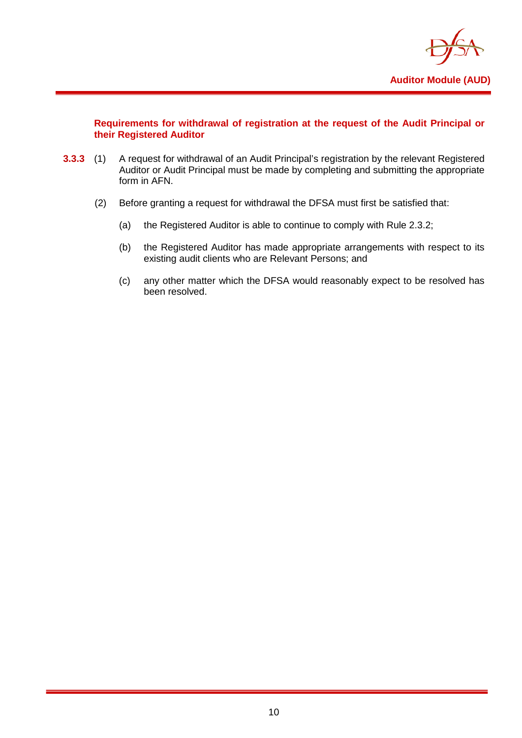**Requirements for withdrawal of registration at the request of the Audit Principal or their Registered Auditor**

**3.3.3** (1) A request for withdrawal of an Audit Principal's registration by the relevant Registered Auditor or Audit Principal must be made by completing and submitting the appropriate form in AFN.

(2) Before granting a request for withdrawal the DFSA must first be satisfied that:

(a) the Registered Auditor is able to continue to comply with Rule 2.3.2;

(b) the Registered Auditor has made appropriate arrangements with respect to its existing audit clients who are Relevant Persons; and

(c) any other matter which the DFSA would reasonably expect to be resolved has been resolved.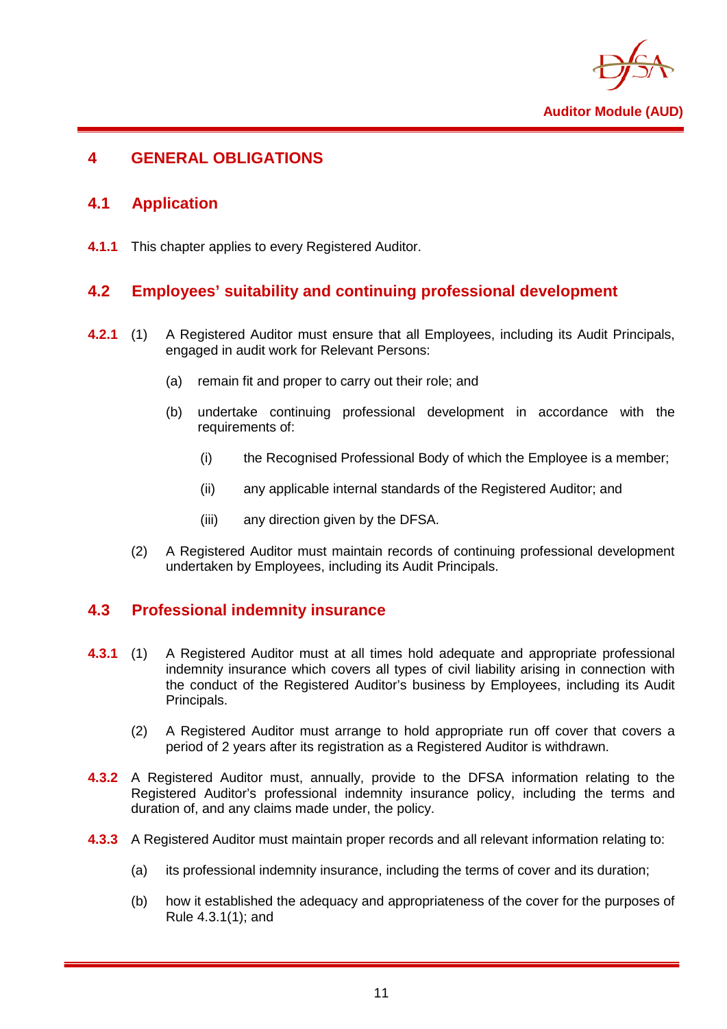# 4 GENERAL OBLIGATIONS

## 4.1 Application

**4.1.1** This chapter applies to every Registered Auditor.

## 4.2 Employees' suitability and continuing professional development

**4.2.1** (1) A Registered Auditor must ensure that all Employees, including its Audit Principals, engaged in audit work for Relevant Persons:

(a) remain fit and proper to carry out their role; and

(b) undertake continuing professional development in accordance with the requirements of:

(i) the Recognised Professional Body of which the Employee is a member;

(ii) any applicable internal standards of the Registered Auditor; and

(iii) any direction given by the DFSA.

(2) A Registered Auditor must maintain records of continuing professional development undertaken by Employees, including its Audit Principals.

## 4.3 Professional indemnity insurance

**4.3.1** (1) A Registered Auditor must at all times hold adequate and appropriate professional indemnity insurance which covers all types of civil liability arising in connection with the conduct of the Registered Auditor's business by Employees, including its Audit Principals.

(2) A Registered Auditor must arrange to hold appropriate run off cover that covers a period of 2 years after its registration as a Registered Auditor is withdrawn.

**4.3.2** A Registered Auditor must, annually, provide to the DFSA information relating to the Registered Auditor's professional indemnity insurance policy, including the terms and duration of, and any claims made under, the policy.

**4.3.3** A Registered Auditor must maintain proper records and all relevant information relating to:

(a) its professional indemnity insurance, including the terms of cover and its duration;

(b) how it established the adequacy and appropriateness of the cover for the purposes of Rule 4.3.1(1); and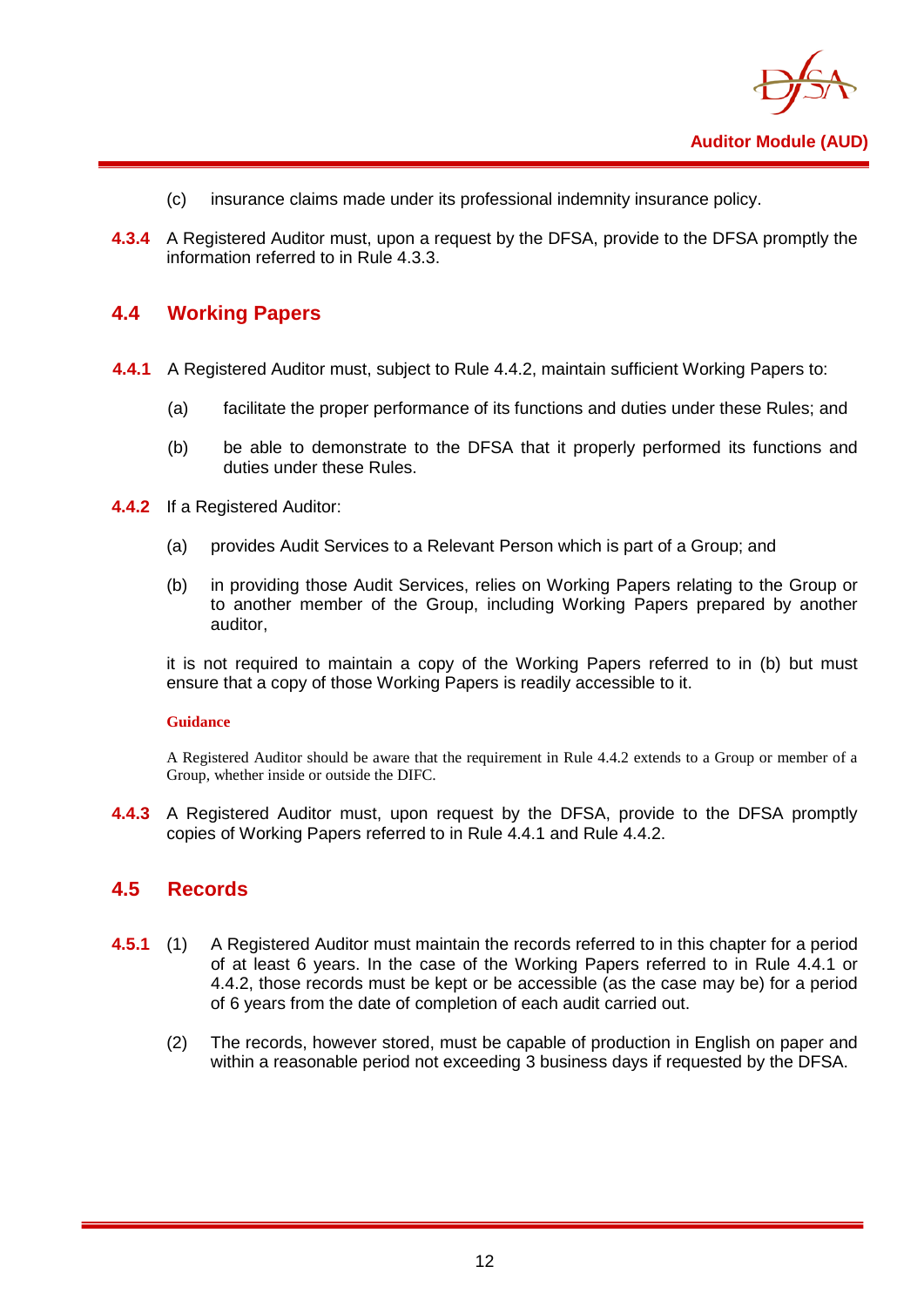(c) insurance claims made under its professional indemnity insurance policy.

**4.3.4** A Registered Auditor must, upon a request by the DFSA, provide to the DFSA promptly the information referred to in Rule 4.3.3.

## 4.4 Working Papers

**4.4.1** A Registered Auditor must, subject to Rule 4.4.2, maintain sufficient Working Papers to:

(a) facilitate the proper performance of its functions and duties under these Rules; and

(b) be able to demonstrate to the DFSA that it properly performed its functions and duties under these Rules.

**4.4.2** If a Registered Auditor:

(a) provides Audit Services to a Relevant Person which is part of a Group; and

(b) in providing those Audit Services, relies on Working Papers relating to the Group or to another member of the Group, including Working Papers prepared by another auditor,

it is not required to maintain a copy of the Working Papers referred to in (b) but must ensure that a copy of those Working Papers is readily accessible to it.

**Guidance**

A Registered Auditor should be aware that the requirement in Rule 4.4.2 extends to a Group or member of a Group, whether inside or outside the DIFC.

**4.4.3** A Registered Auditor must, upon request by the DFSA, provide to the DFSA promptly copies of Working Papers referred to in Rule 4.4.1 and Rule 4.4.2.

## 4.5 Records

**4.5.1** (1) A Registered Auditor must maintain the records referred to in this chapter for a period of at least 6 years. In the case of the Working Papers referred to in Rule 4.4.1 or 4.4.2, those records must be kept or be accessible (as the case may be) for a period of 6 years from the date of completion of each audit carried out.

(2) The records, however stored, must be capable of production in English on paper and within a reasonable period not exceeding 3 business days if requested by the DFSA.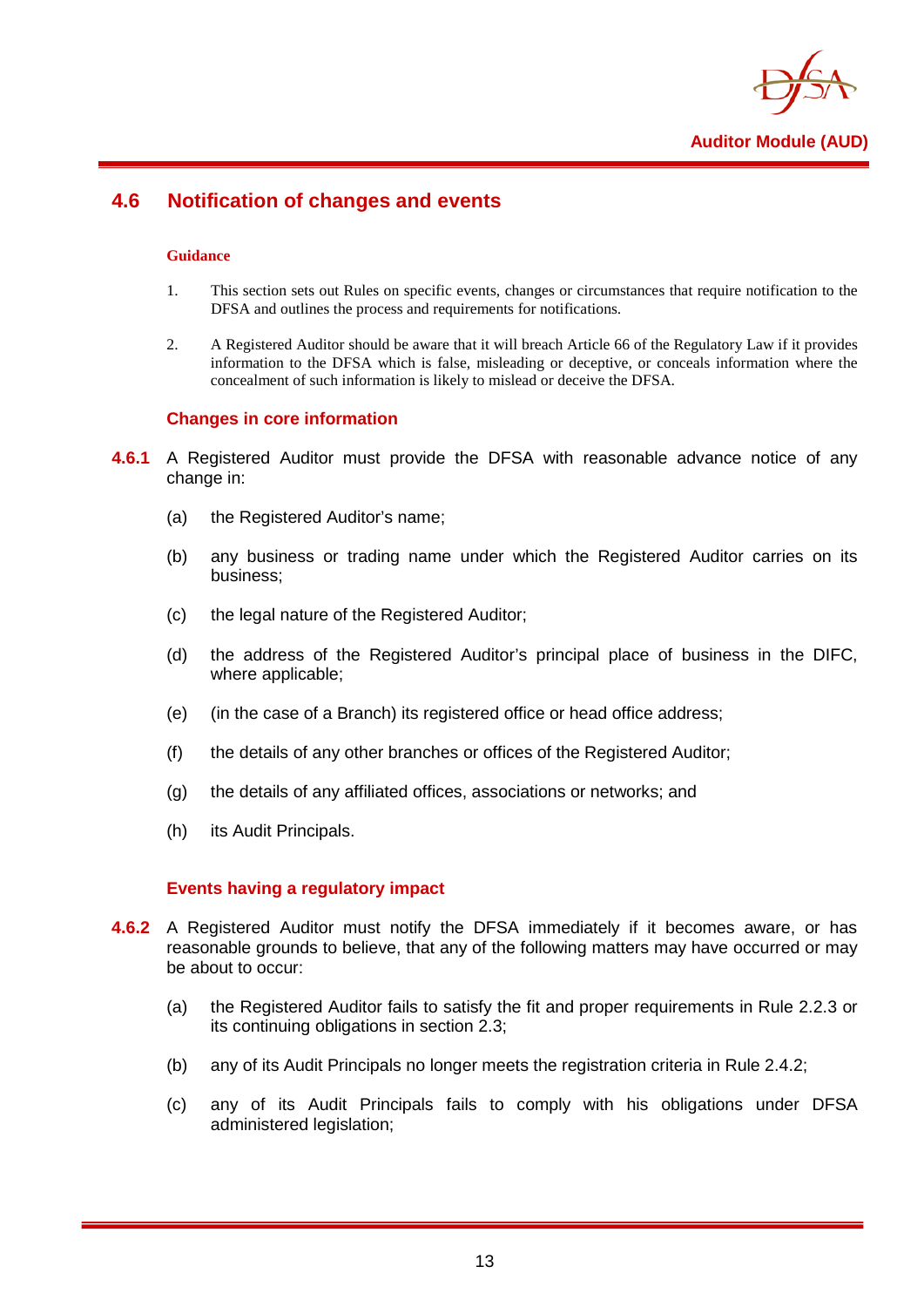## 4.6 Notification of changes and events

#### Guidance

1. This section sets out Rules on specific events, changes or circumstances that require notification to the DFSA and outlines the process and requirements for notifications.

2. A Registered Auditor should be aware that it will breach Article 66 of the Regulatory Law if it provides information to the DFSA which is false, misleading or deceptive, or conceals information where the concealment of such information is likely to mislead or deceive the DFSA.

### Changes in core information

**4.6.1** A Registered Auditor must provide the DFSA with reasonable advance notice of any change in:

(a) the Registered Auditor's name;

(b) any business or trading name under which the Registered Auditor carries on its business;

(c) the legal nature of the Registered Auditor;

(d) the address of the Registered Auditor's principal place of business in the DIFC, where applicable;

(e) (in the case of a Branch) its registered office or head office address;

(f) the details of any other branches or offices of the Registered Auditor;

(g) the details of any affiliated offices, associations or networks; and

(h) its Audit Principals.

### Events having a regulatory impact

**4.6.2** A Registered Auditor must notify the DFSA immediately if it becomes aware, or has reasonable grounds to believe, that any of the following matters may have occurred or may be about to occur:

(a) the Registered Auditor fails to satisfy the fit and proper requirements in Rule 2.2.3 or its continuing obligations in section 2.3;

(b) any of its Audit Principals no longer meets the registration criteria in Rule 2.4.2;

(c) any of its Audit Principals fails to comply with his obligations under DFSA administered legislation;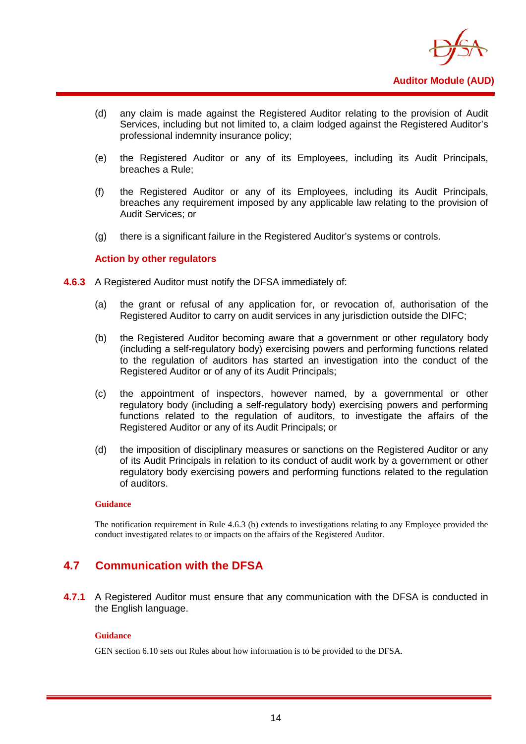(d) any claim is made against the Registered Auditor relating to the provision of Audit Services, including but not limited to, a claim lodged against the Registered Auditor's professional indemnity insurance policy;

(e) the Registered Auditor or any of its Employees, including its Audit Principals, breaches a Rule;

(f) the Registered Auditor or any of its Employees, including its Audit Principals, breaches any requirement imposed by any applicable law relating to the provision of Audit Services; or

(g) there is a significant failure in the Registered Auditor's systems or controls.

**Action by other regulators**

**4.6.3** A Registered Auditor must notify the DFSA immediately of:

(a) the grant or refusal of any application for, or revocation of, authorisation of the Registered Auditor to carry on audit services in any jurisdiction outside the DIFC;

(b) the Registered Auditor becoming aware that a government or other regulatory body (including a self-regulatory body) exercising powers and performing functions related to the regulation of auditors has started an investigation into the conduct of the Registered Auditor or of any of its Audit Principals;

(c) the appointment of inspectors, however named, by a governmental or other regulatory body (including a self-regulatory body) exercising powers and performing functions related to the regulation of auditors, to investigate the affairs of the Registered Auditor or any of its Audit Principals; or

(d) the imposition of disciplinary measures or sanctions on the Registered Auditor or any of its Audit Principals in relation to its conduct of audit work by a government or other regulatory body exercising powers and performing functions related to the regulation of auditors.

**Guidance**

The notification requirement in Rule 4.6.3 (b) extends to investigations relating to any Employee provided the conduct investigated relates to or impacts on the affairs of the Registered Auditor.

## 4.7 Communication with the DFSA

**4.7.1** A Registered Auditor must ensure that any communication with the DFSA is conducted in the English language.

**Guidance**

GEN section 6.10 sets out Rules about how information is to be provided to the DFSA.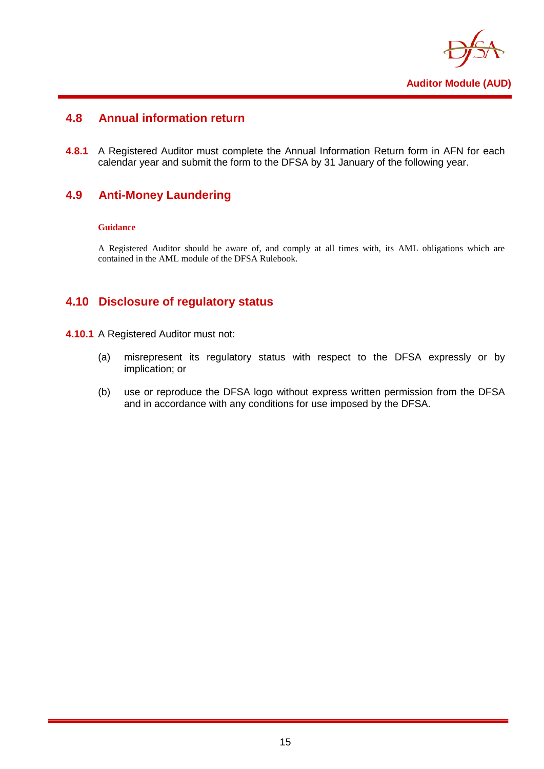## 4.8 Annual information return

**4.8.1** A Registered Auditor must complete the Annual Information Return form in AFN for each calendar year and submit the form to the DFSA by 31 January of the following year.

## 4.9 Anti-Money Laundering

**Guidance**

A Registered Auditor should be aware of, and comply at all times with, its AML obligations which are contained in the AML module of the DFSA Rulebook.

## 4.10 Disclosure of regulatory status

**4.10.1** A Registered Auditor must not:

(a) misrepresent its regulatory status with respect to the DFSA expressly or by implication; or

(b) use or reproduce the DFSA logo without express written permission from the DFSA and in accordance with any conditions for use imposed by the DFSA.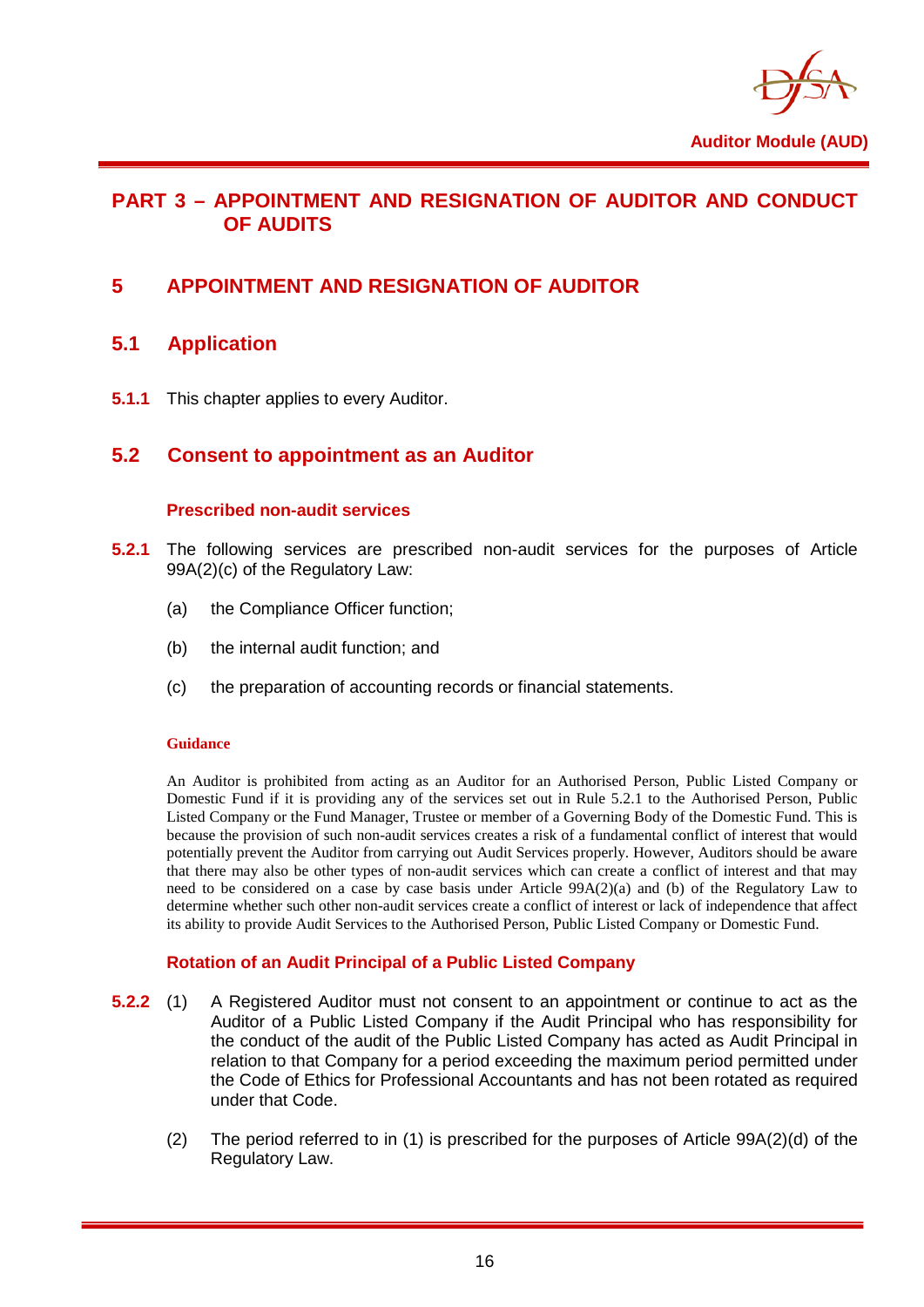# PART 3 – APPOINTMENT AND RESIGNATION OF AUDITOR AND CONDUCT OF AUDITS

## 5 APPOINTMENT AND RESIGNATION OF AUDITOR

### 5.1 Application

**5.1.1** This chapter applies to every Auditor.

### 5.2 Consent to appointment as an Auditor

#### Prescribed non-audit services

**5.2.1** The following services are prescribed non-audit services for the purposes of Article 99A(2)(c) of the Regulatory Law:

(a) the Compliance Officer function;

(b) the internal audit function; and

(c) the preparation of accounting records or financial statements.

**Guidance**

An Auditor is prohibited from acting as an Auditor for an Authorised Person, Public Listed Company or Domestic Fund if it is providing any of the services set out in Rule 5.2.1 to the Authorised Person, Public Listed Company or the Fund Manager, Trustee or member of a Governing Body of the Domestic Fund. This is because the provision of such non-audit services creates a risk of a fundamental conflict of interest that would potentially prevent the Auditor from carrying out Audit Services properly. However, Auditors should be aware that there may also be other types of non-audit services which can create a conflict of interest and that may need to be considered on a case by case basis under Article 99A(2)(a) and (b) of the Regulatory Law to determine whether such other non-audit services create a conflict of interest or lack of independence that affect its ability to provide Audit Services to the Authorised Person, Public Listed Company or Domestic Fund.

#### Rotation of an Audit Principal of a Public Listed Company

**5.2.2** (1) A Registered Auditor must not consent to an appointment or continue to act as the Auditor of a Public Listed Company if the Audit Principal who has responsibility for the conduct of the audit of the Public Listed Company has acted as Audit Principal in relation to that Company for a period exceeding the maximum period permitted under the Code of Ethics for Professional Accountants and has not been rotated as required under that Code.

(2) The period referred to in (1) is prescribed for the purposes of Article 99A(2)(d) of the Regulatory Law.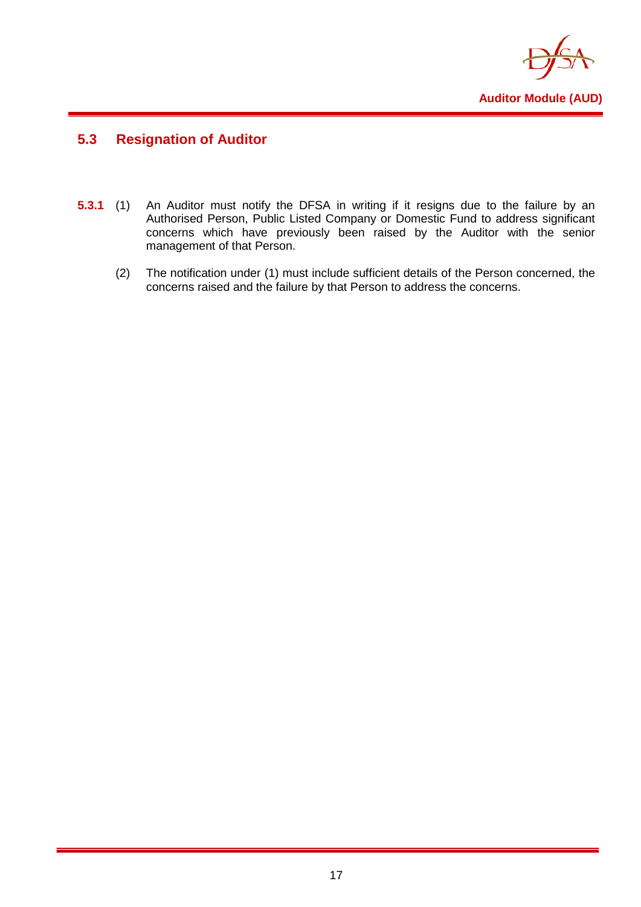## 5.3 Resignation of Auditor

**5.3.1** (1) An Auditor must notify the DFSA in writing if it resigns due to the failure by an Authorised Person, Public Listed Company or Domestic Fund to address significant concerns which have previously been raised by the Auditor with the senior management of that Person.

(2) The notification under (1) must include sufficient details of the Person concerned, the concerns raised and the failure by that Person to address the concerns.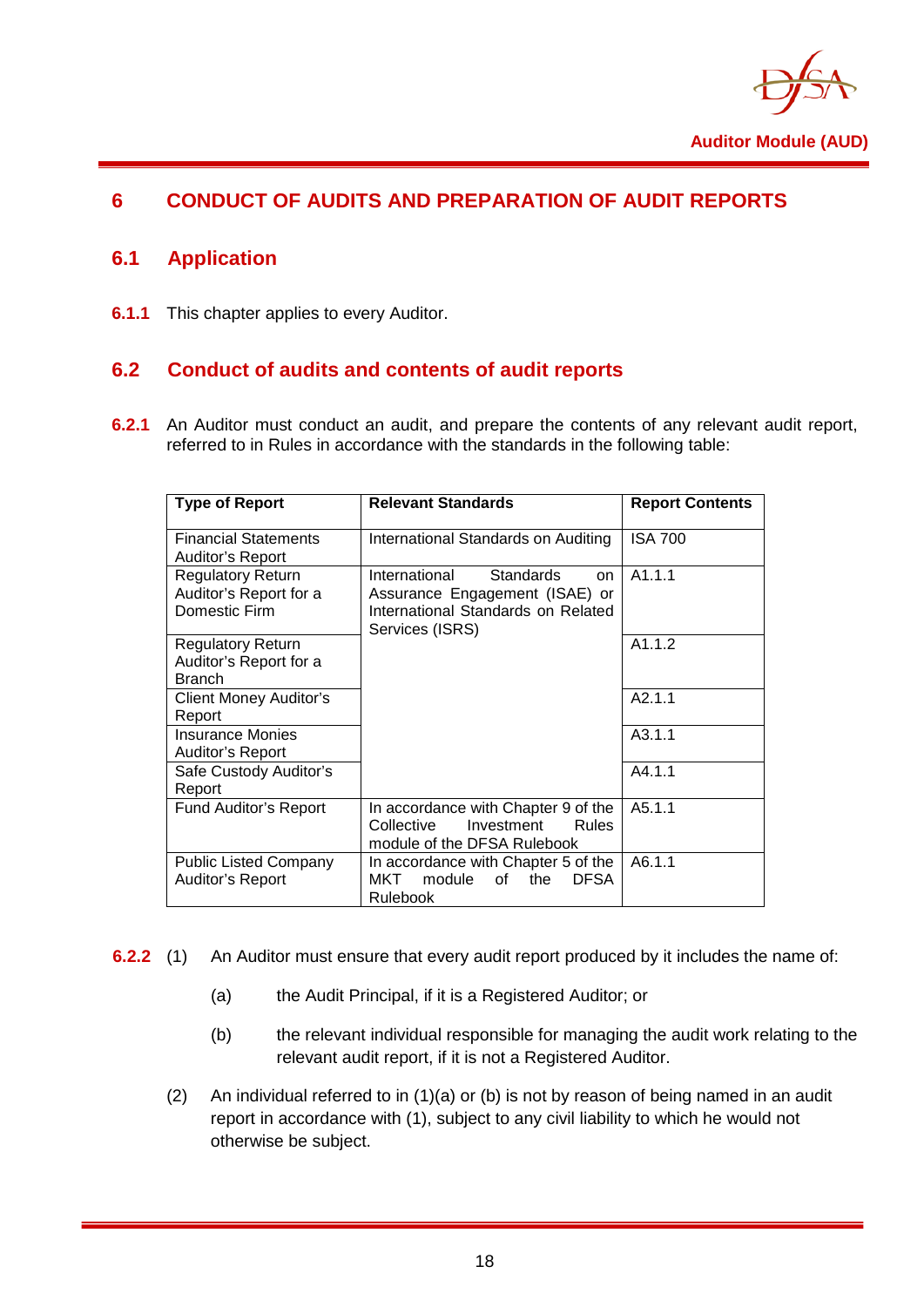# 6 CONDUCT OF AUDITS AND PREPARATION OF AUDIT REPORTS

## 6.1 Application

**6.1.1** This chapter applies to every Auditor.

## 6.2 Conduct of audits and contents of audit reports

**6.2.1** An Auditor must conduct an audit, and prepare the contents of any relevant audit report, referred to in Rules in accordance with the standards in the following table:

| Type of Report | Relevant Standards | Report Contents |
|---|---|---|
| Financial Statements Auditor's Report | International Standards on Auditing | ISA 700 |
| Regulatory Return Auditor's Report for a Domestic Firm | International Standards on Assurance Engagement (ISAE) or International Standards on Related Services (ISRS) | A1.1.1 |
| Regulatory Return Auditor's Report for a Branch | | A1.1.2 |
| Client Money Auditor's Report | | A2.1.1 |
| Insurance Monies Auditor's Report | | A3.1.1 |
| Safe Custody Auditor's Report | | A4.1.1 |
| Fund Auditor's Report | In accordance with Chapter 9 of the Collective Investment Rules module of the DFSA Rulebook | A5.1.1 |
| Public Listed Company Auditor's Report | In accordance with Chapter 5 of the MKT module of the DFSA Rulebook | A6.1.1 |

**6.2.2** (1) An Auditor must ensure that every audit report produced by it includes the name of:

(a) the Audit Principal, if it is a Registered Auditor; or

(b) the relevant individual responsible for managing the audit work relating to the relevant audit report, if it is not a Registered Auditor.

(2) An individual referred to in (1)(a) or (b) is not by reason of being named in an audit report in accordance with (1), subject to any civil liability to which he would not otherwise be subject.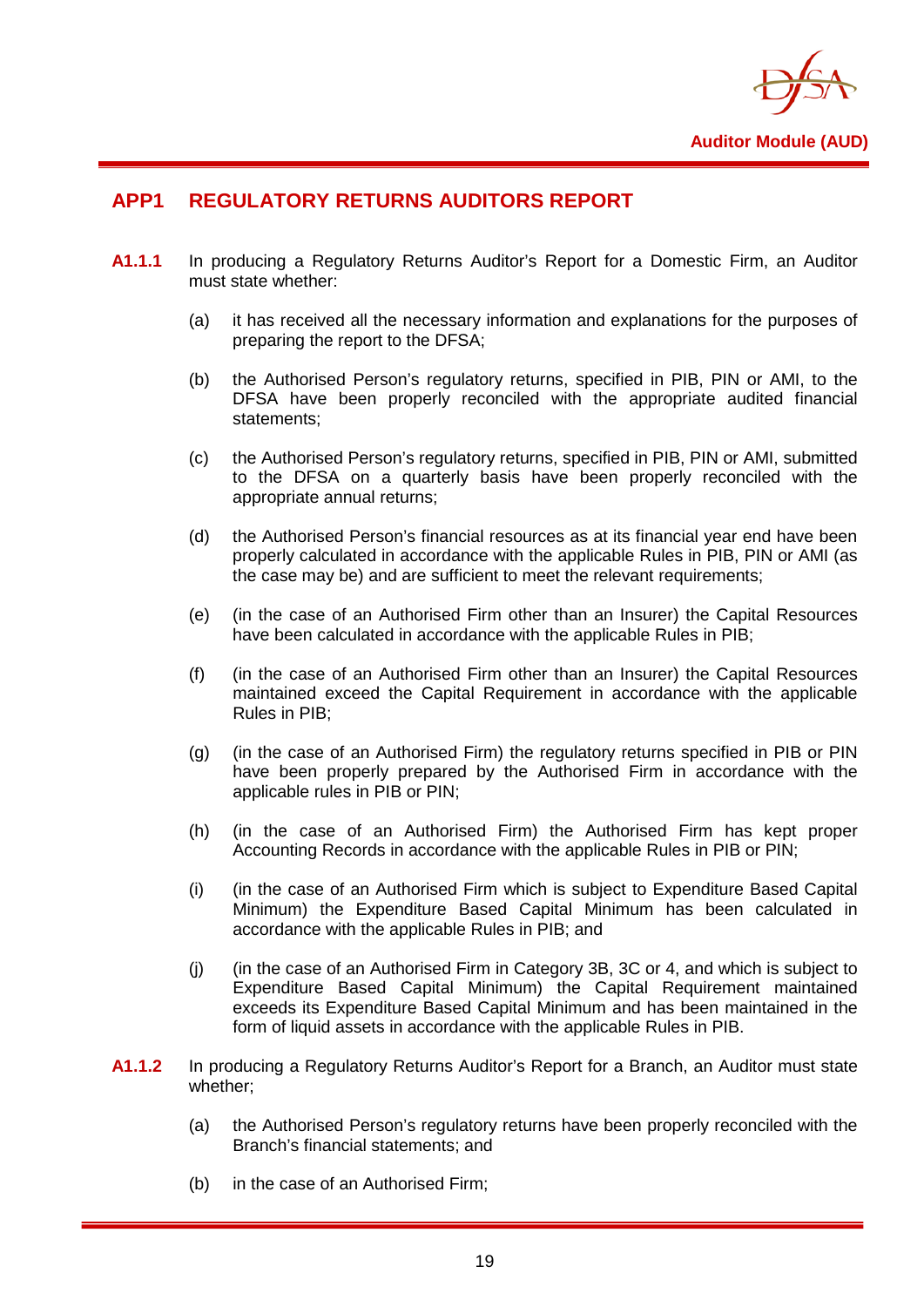## APP1 REGULATORY RETURNS AUDITORS REPORT

**A1.1.1** In producing a Regulatory Returns Auditor's Report for a Domestic Firm, an Auditor must state whether:

(a) it has received all the necessary information and explanations for the purposes of preparing the report to the DFSA;

(b) the Authorised Person's regulatory returns, specified in PIB, PIN or AMI, to the DFSA have been properly reconciled with the appropriate audited financial statements;

(c) the Authorised Person's regulatory returns, specified in PIB, PIN or AMI, submitted to the DFSA on a quarterly basis have been properly reconciled with the appropriate annual returns;

(d) the Authorised Person's financial resources as at its financial year end have been properly calculated in accordance with the applicable Rules in PIB, PIN or AMI (as the case may be) and are sufficient to meet the relevant requirements;

(e) (in the case of an Authorised Firm other than an Insurer) the Capital Resources have been calculated in accordance with the applicable Rules in PIB;

(f) (in the case of an Authorised Firm other than an Insurer) the Capital Resources maintained exceed the Capital Requirement in accordance with the applicable Rules in PIB;

(g) (in the case of an Authorised Firm) the regulatory returns specified in PIB or PIN have been properly prepared by the Authorised Firm in accordance with the applicable rules in PIB or PIN;

(h) (in the case of an Authorised Firm) the Authorised Firm has kept proper Accounting Records in accordance with the applicable Rules in PIB or PIN;

(i) (in the case of an Authorised Firm which is subject to Expenditure Based Capital Minimum) the Expenditure Based Capital Minimum has been calculated in accordance with the applicable Rules in PIB; and

(j) (in the case of an Authorised Firm in Category 3B, 3C or 4, and which is subject to Expenditure Based Capital Minimum) the Capital Requirement maintained exceeds its Expenditure Based Capital Minimum and has been maintained in the form of liquid assets in accordance with the applicable Rules in PIB.

**A1.1.2** In producing a Regulatory Returns Auditor's Report for a Branch, an Auditor must state whether;

(a) the Authorised Person's regulatory returns have been properly reconciled with the Branch's financial statements; and

(b) in the case of an Authorised Firm;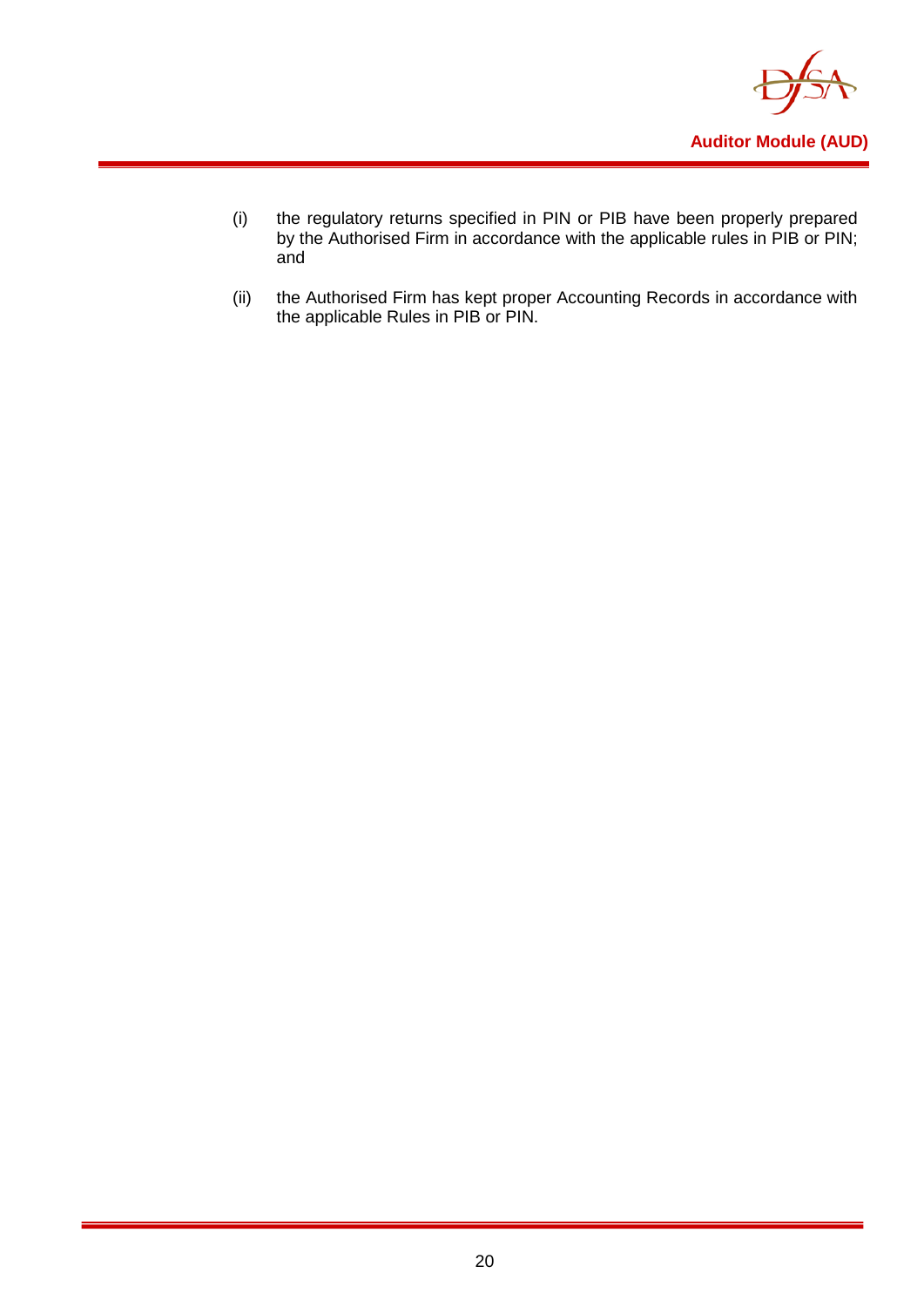(i) the regulatory returns specified in PIN or PIB have been properly prepared by the Authorised Firm in accordance with the applicable rules in PIB or PIN; and

(ii) the Authorised Firm has kept proper Accounting Records in accordance with the applicable Rules in PIB or PIN.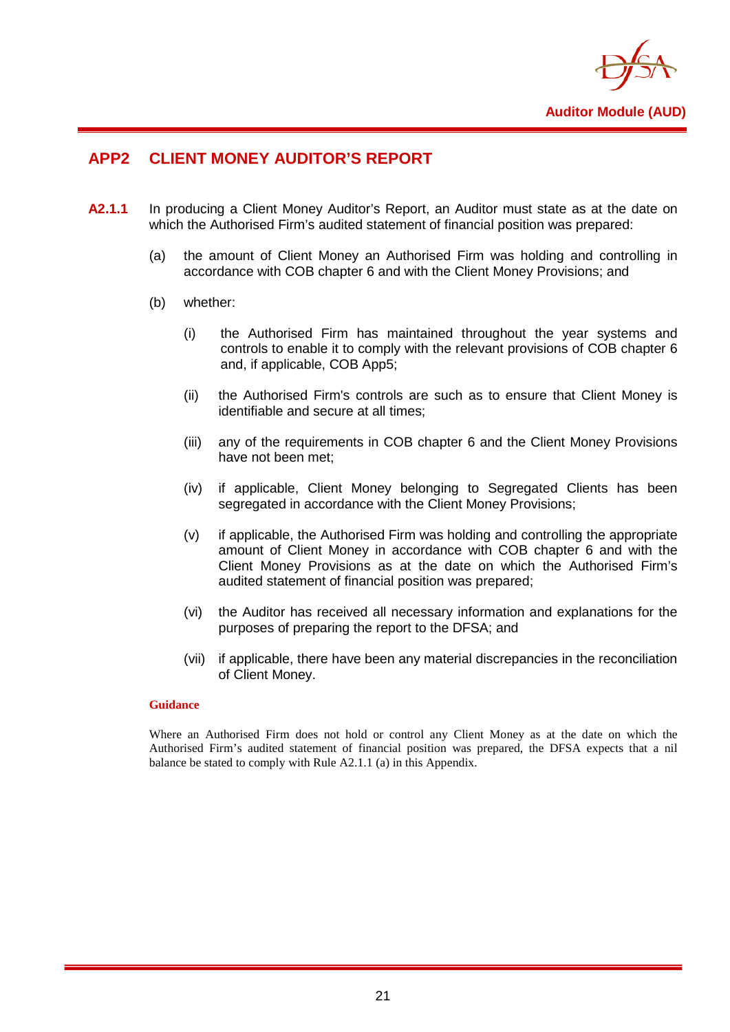## APP2 CLIENT MONEY AUDITOR'S REPORT

**A2.1.1** In producing a Client Money Auditor's Report, an Auditor must state as at the date on which the Authorised Firm's audited statement of financial position was prepared:

(a) the amount of Client Money an Authorised Firm was holding and controlling in accordance with COB chapter 6 and with the Client Money Provisions; and

(b) whether:

(i) the Authorised Firm has maintained throughout the year systems and controls to enable it to comply with the relevant provisions of COB chapter 6 and, if applicable, COB App5;

(ii) the Authorised Firm's controls are such as to ensure that Client Money is identifiable and secure at all times;

(iii) any of the requirements in COB chapter 6 and the Client Money Provisions have not been met;

(iv) if applicable, Client Money belonging to Segregated Clients has been segregated in accordance with the Client Money Provisions;

(v) if applicable, the Authorised Firm was holding and controlling the appropriate amount of Client Money in accordance with COB chapter 6 and with the Client Money Provisions as at the date on which the Authorised Firm's audited statement of financial position was prepared;

(vi) the Auditor has received all necessary information and explanations for the purposes of preparing the report to the DFSA; and

(vii) if applicable, there have been any material discrepancies in the reconciliation of Client Money.

**Guidance**

Where an Authorised Firm does not hold or control any Client Money as at the date on which the Authorised Firm's audited statement of financial position was prepared, the DFSA expects that a nil balance be stated to comply with Rule A2.1.1 (a) in this Appendix.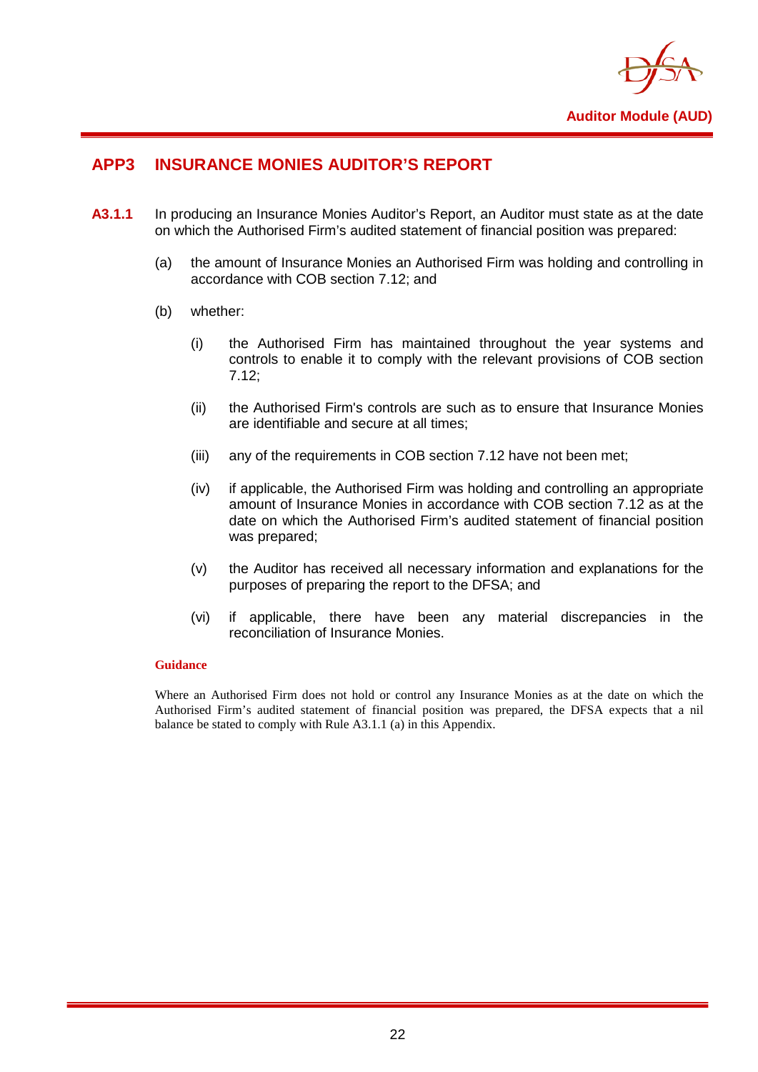## APP3 INSURANCE MONIES AUDITOR'S REPORT

**A3.1.1** In producing an Insurance Monies Auditor's Report, an Auditor must state as at the date on which the Authorised Firm's audited statement of financial position was prepared:

(a) the amount of Insurance Monies an Authorised Firm was holding and controlling in accordance with COB section 7.12; and

(b) whether:

(i) the Authorised Firm has maintained throughout the year systems and controls to enable it to comply with the relevant provisions of COB section 7.12;

(ii) the Authorised Firm's controls are such as to ensure that Insurance Monies are identifiable and secure at all times;

(iii) any of the requirements in COB section 7.12 have not been met;

(iv) if applicable, the Authorised Firm was holding and controlling an appropriate amount of Insurance Monies in accordance with COB section 7.12 as at the date on which the Authorised Firm's audited statement of financial position was prepared;

(v) the Auditor has received all necessary information and explanations for the purposes of preparing the report to the DFSA; and

(vi) if applicable, there have been any material discrepancies in the reconciliation of Insurance Monies.

**Guidance**

Where an Authorised Firm does not hold or control any Insurance Monies as at the date on which the Authorised Firm's audited statement of financial position was prepared, the DFSA expects that a nil balance be stated to comply with Rule A3.1.1 (a) in this Appendix.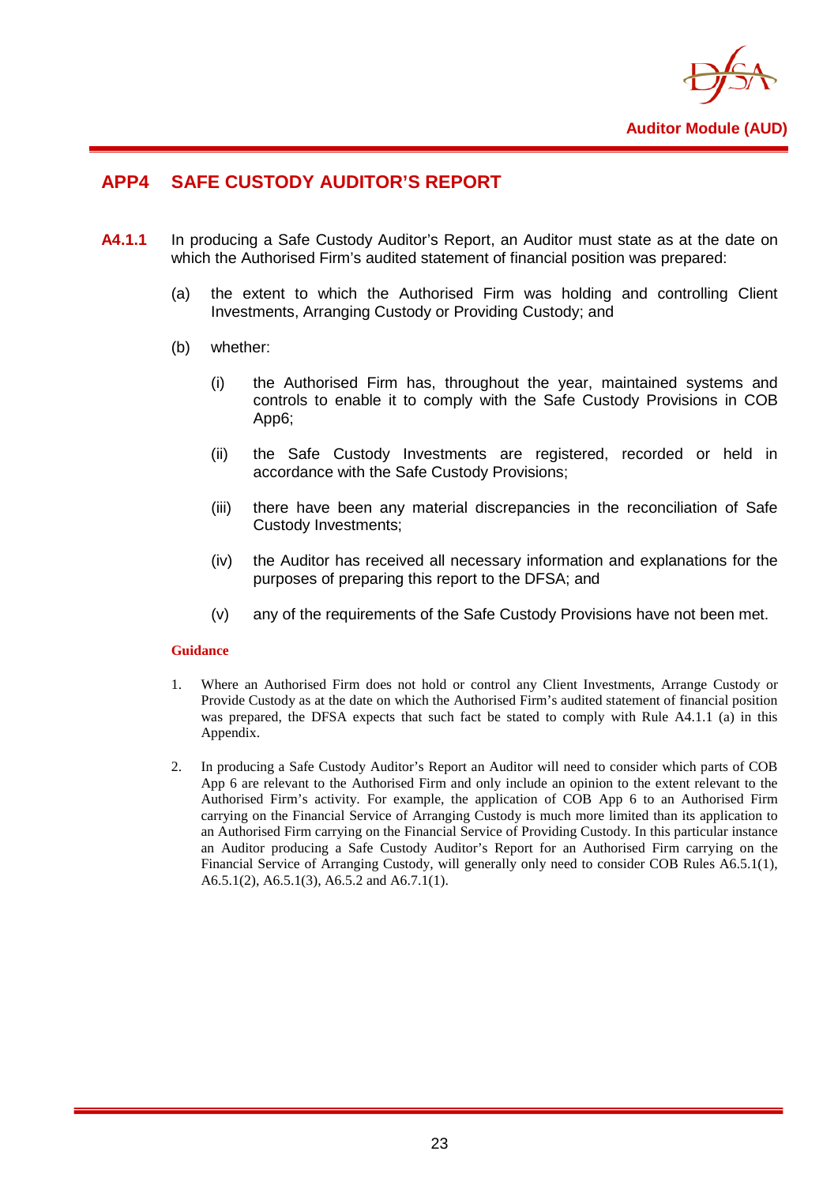## APP4 SAFE CUSTODY AUDITOR'S REPORT

**A4.1.1** In producing a Safe Custody Auditor's Report, an Auditor must state as at the date on which the Authorised Firm's audited statement of financial position was prepared:

(a) the extent to which the Authorised Firm was holding and controlling Client Investments, Arranging Custody or Providing Custody; and

(b) whether:

(i) the Authorised Firm has, throughout the year, maintained systems and controls to enable it to comply with the Safe Custody Provisions in COB App6;

(ii) the Safe Custody Investments are registered, recorded or held in accordance with the Safe Custody Provisions;

(iii) there have been any material discrepancies in the reconciliation of Safe Custody Investments;

(iv) the Auditor has received all necessary information and explanations for the purposes of preparing this report to the DFSA; and

(v) any of the requirements of the Safe Custody Provisions have not been met.

**Guidance**

1. Where an Authorised Firm does not hold or control any Client Investments, Arrange Custody or Provide Custody as at the date on which the Authorised Firm's audited statement of financial position was prepared, the DFSA expects that such fact be stated to comply with Rule A4.1.1 (a) in this Appendix.

2. In producing a Safe Custody Auditor's Report an Auditor will need to consider which parts of COB App 6 are relevant to the Authorised Firm and only include an opinion to the extent relevant to the Authorised Firm's activity. For example, the application of COB App 6 to an Authorised Firm carrying on the Financial Service of Arranging Custody is much more limited than its application to an Authorised Firm carrying on the Financial Service of Providing Custody. In this particular instance an Auditor producing a Safe Custody Auditor's Report for an Authorised Firm carrying on the Financial Service of Arranging Custody, will generally only need to consider COB Rules A6.5.1(1), A6.5.1(2), A6.5.1(3), A6.5.2 and A6.7.1(1).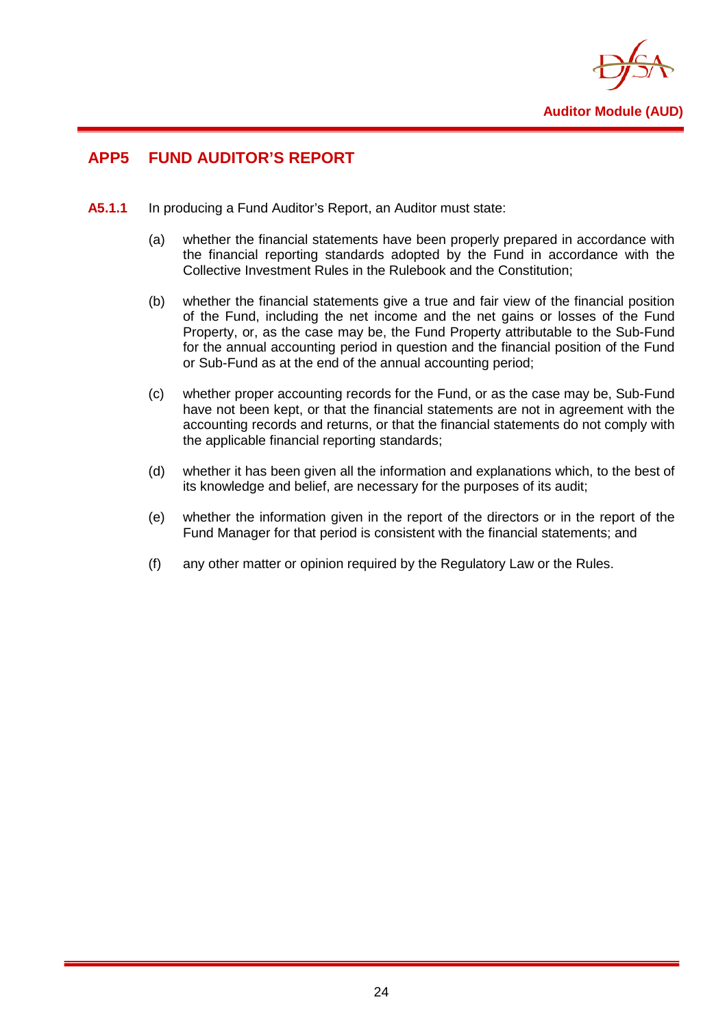## APP5 FUND AUDITOR'S REPORT

**A5.1.1** In producing a Fund Auditor's Report, an Auditor must state:

(a) whether the financial statements have been properly prepared in accordance with the financial reporting standards adopted by the Fund in accordance with the Collective Investment Rules in the Rulebook and the Constitution;

(b) whether the financial statements give a true and fair view of the financial position of the Fund, including the net income and the net gains or losses of the Fund Property, or, as the case may be, the Fund Property attributable to the Sub-Fund for the annual accounting period in question and the financial position of the Fund or Sub-Fund as at the end of the annual accounting period;

(c) whether proper accounting records for the Fund, or as the case may be, Sub-Fund have not been kept, or that the financial statements are not in agreement with the accounting records and returns, or that the financial statements do not comply with the applicable financial reporting standards;

(d) whether it has been given all the information and explanations which, to the best of its knowledge and belief, are necessary for the purposes of its audit;

(e) whether the information given in the report of the directors or in the report of the Fund Manager for that period is consistent with the financial statements; and

(f) any other matter or opinion required by the Regulatory Law or the Rules.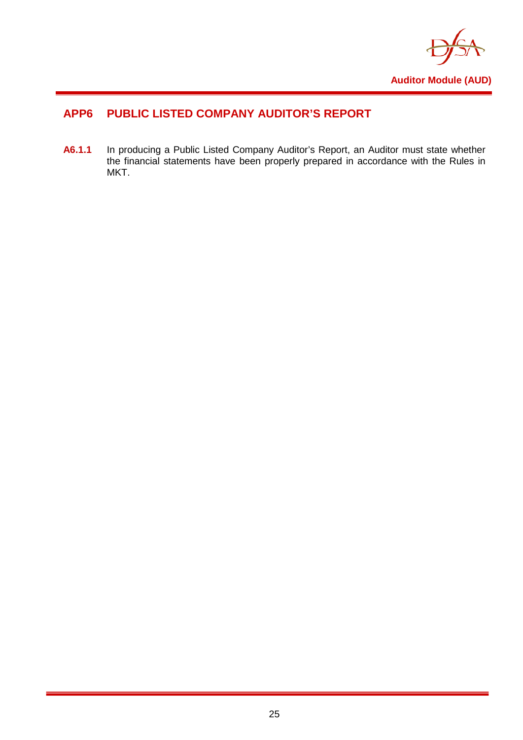## APP6 PUBLIC LISTED COMPANY AUDITOR'S REPORT

**A6.1.1** In producing a Public Listed Company Auditor's Report, an Auditor must state whether the financial statements have been properly prepared in accordance with the Rules in MKT.